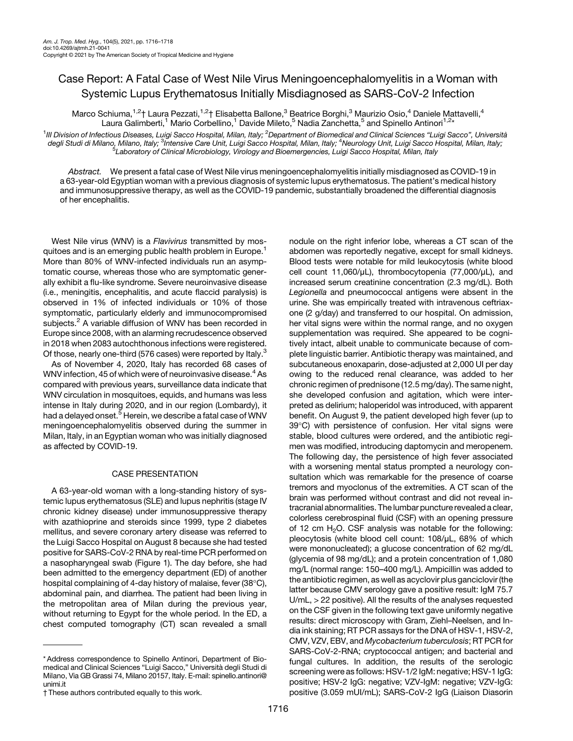# Case Report: A Fatal Case of West Nile Virus Meningoencephalomyelitis in a Woman with Systemic Lupus Erythematosus Initially Misdiagnosed as SARS-CoV-2 Infection

Marco Schiuma,[1,2]† Laura Pezzati,[1,2]† Elisabetta Ballone,[3] Beatrice Borghi,[3] Maurizio Osio,[4] Daniele Mattavelli,[4] Laura Galimberti,[1] Mario Corbellino,[1] Davide Mileto,[5] Nadia Zanchetta,[5] and Spinello Antinori[1,2]*

[1]*III Division of Infectious Diseases, Luigi Sacco Hospital, Milan, Italy;* [2]*Department of Biomedical and Clinical Sciences "Luigi Sacco", Università degli Studi di Milano, Milano, Italy;* [3]*Intensive Care Unit, Luigi Sacco Hospital, Milan, Italy;* [4]*Neurology Unit, Luigi Sacco Hospital, Milan, Italy;* [5]*Laboratory of Clinical Microbiology, Virology and Bioemergencies, Luigi Sacco Hospital, Milan, Italy*

*Abstract.* We present a fatal case of West Nile virus meningoencephalomyelitis initially misdiagnosed as COVID-19 in a 63-year-old Egyptian woman with a previous diagnosis of systemic lupus erythematosus. The patient's medical history and immunosuppressive therapy, as well as the COVID-19 pandemic, substantially broadened the differential diagnosis of her encephalitis.

West Nile virus (WNV) is a *Flavivirus* transmitted by mosquitoes and is an emerging public health problem in Europe.[1] More than 80% of WNV-infected individuals run an asymptomatic course, whereas those who are symptomatic generally exhibit a flu-like syndrome. Severe neuroinvasive disease (i.e., meningitis, encephalitis, and acute flaccid paralysis) is observed in 1% of infected individuals or 10% of those symptomatic, particularly elderly and immunocompromised subjects.[2] A variable diffusion of WNV has been recorded in Europe since 2008, with an alarming recrudescence observed in 2018 when 2083 autochthonous infections were registered. Of those, nearly one-third (576 cases) were reported by Italy.[3]

As of November 4, 2020, Italy has recorded 68 cases of WNV infection, 45 of which were of neuroinvasive disease.[4] As compared with previous years, surveillance data indicate that WNV circulation in mosquitoes, equids, and humans was less intense in Italy during 2020, and in our region (Lombardy), it had a delayed onset.[5] Herein, we describe a fatal case of WNV meningoencephalomyelitis observed during the summer in Milan, Italy, in an Egyptian woman who was initially diagnosed as affected by COVID-19.

## CASE PRESENTATION

A 63-year-old woman with a long-standing history of systemic lupus erythematosus (SLE) and lupus nephritis (stage IV chronic kidney disease) under immunosuppressive therapy with azathioprine and steroids since 1999, type 2 diabetes mellitus, and severe coronary artery disease was referred to the Luigi Sacco Hospital on August 8 because she had tested positive for SARS-CoV-2 RNA by real-time PCR performed on a nasopharyngeal swab (Figure 1). The day before, she had been admitted to the emergency department (ED) of another hospital complaining of 4-day history of malaise, fever (38°C), abdominal pain, and diarrhea. The patient had been living in the metropolitan area of Milan during the previous year, without returning to Egypt for the whole period. In the ED, a chest computed tomography (CT) scan revealed a small nodule on the right inferior lobe, whereas a CT scan of the abdomen was reportedly negative, except for small kidneys. Blood tests were notable for mild leukocytosis (white blood cell count 11,060/μL), thrombocytopenia (77,000/μL), and increased serum creatinine concentration (2.3 mg/dL). Both *Legionella* and pneumococcal antigens were absent in the urine. She was empirically treated with intravenous ceftriaxone (2 g/day) and transferred to our hospital. On admission, her vital signs were within the normal range, and no oxygen supplementation was required. She appeared to be cognitively intact, albeit unable to communicate because of complete linguistic barrier. Antibiotic therapy was maintained, and subcutaneous enoxaparin, dose-adjusted at 2,000 UI per day owing to the reduced renal clearance, was added to her chronic regimen of prednisone (12.5 mg/day). The same night, she developed confusion and agitation, which were interpreted as delirium; haloperidol was introduced, with apparent benefit. On August 9, the patient developed high fever (up to 39°C) with persistence of confusion. Her vital signs were stable, blood cultures were ordered, and the antibiotic regimen was modified, introducing daptomycin and meropenem. The following day, the persistence of high fever associated with a worsening mental status prompted a neurology consultation which was remarkable for the presence of coarse tremors and myoclonus of the extremities. A CT scan of the brain was performed without contrast and did not reveal intracranial abnormalities. The lumbar puncture revealed a clear, colorless cerebrospinal fluid (CSF) with an opening pressure of 12 cm $H_2O$. CSF analysis was notable for the following: pleocytosis (white blood cell count: 108/μL, 68% of which were mononucleated); a glucose concentration of 62 mg/dL (glycemia of 98 mg/dL); and a protein concentration of 1,080 mg/L (normal range: 150–400 mg/L). Ampicillin was added to the antibiotic regimen, as well as acyclovir plus ganciclovir (the latter because CMV serology gave a positive result: IgM 75.7 U/mL, > 22 positive). All the results of the analyses requested on the CSF given in the following text gave uniformly negative results: direct microscopy with Gram, Ziehl–Neelsen, and India ink staining; RT PCR assays for the DNA of HSV-1, HSV-2, CMV, VZV, EBV, and *Mycobacterium tuberculosis*; RT PCR for SARS-CoV-2-RNA; cryptococcal antigen; and bacterial and fungal cultures. In addition, the results of the serologic screening were as follows: HSV-1/2 IgM: negative; HSV-1 IgG: positive; HSV-2 IgG: negative; VZV-IgM: negative; VZV-IgG: positive (3.059 mUI/mL); SARS-CoV-2 IgG (Liaison Diasorin

---

* Address correspondence to Spinello Antinori, Department of Biomedical and Clinical Sciences "Luigi Sacco," Università degli Studi di Milano, Via GB Grassi 74, Milano 20157, Italy. E-mail: spinello.antinori@unimi.it

† These authors contributed equally to this work.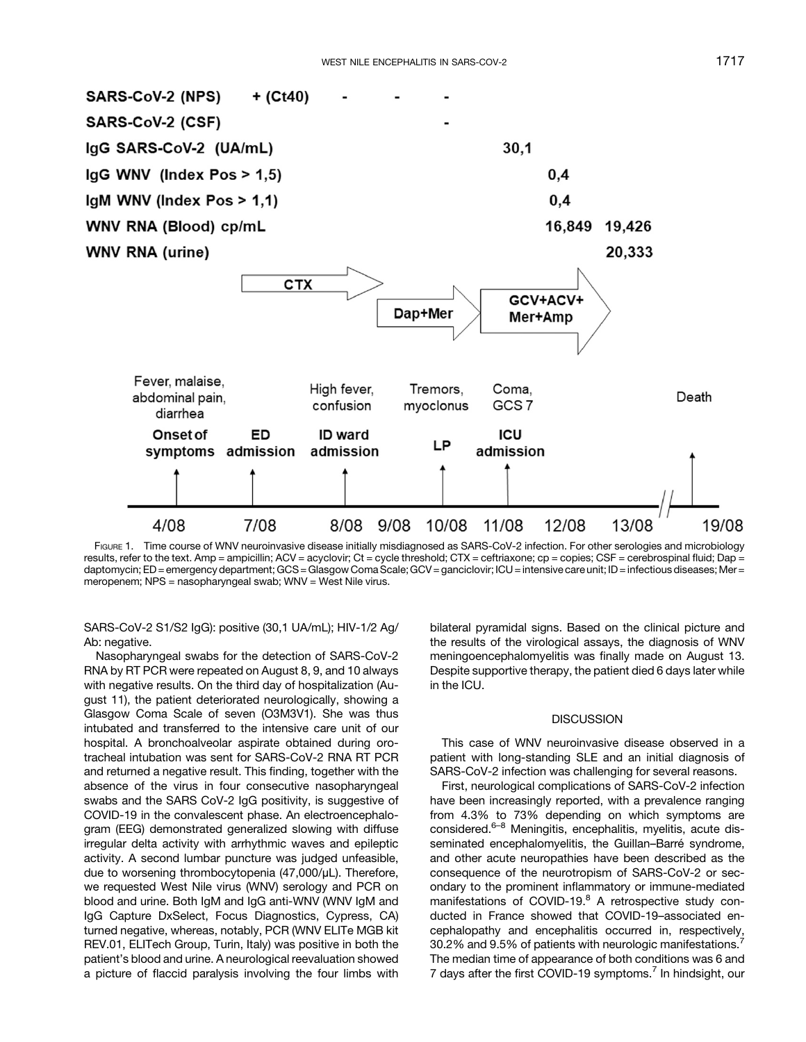FIGURE 1. Time course of WNV neuroinvasive disease initially misdiagnosed as SARS-CoV-2 infection. For other serologies and microbiology results, refer to the text. Amp = ampicillin; ACV = acyclovir; Ct = cycle threshold; CTX = ceftriaxone; cp = copies; CSF = cerebrospinal fluid; Dap = daptomycin; ED = emergency department; GCS = Glasgow Coma Scale; GCV = ganciclovir; ICU = intensive care unit; ID = infectious diseases; Mer = meropenem; NPS = nasopharyngeal swab; WNV = West Nile virus.

SARS-CoV-2 S1/S2 IgG): positive (30,1 UA/mL); HIV-1/2 Ag/Ab: negative.

Nasopharyngeal swabs for the detection of SARS-CoV-2 RNA by RT PCR were repeated on August 8, 9, and 10 always with negative results. On the third day of hospitalization (August 11), the patient deteriorated neurologically, showing a Glasgow Coma Scale of seven (O3M3V1). She was thus intubated and transferred to the intensive care unit of our hospital. A bronchoalveolar aspirate obtained during orotracheal intubation was sent for SARS-CoV-2 RNA RT PCR and returned a negative result. This finding, together with the absence of the virus in four consecutive nasopharyngeal swabs and the SARS CoV-2 IgG positivity, is suggestive of COVID-19 in the convalescent phase. An electroencephalogram (EEG) demonstrated generalized slowing with diffuse irregular delta activity with arrhythmic waves and epileptic activity. A second lumbar puncture was judged unfeasible, due to worsening thrombocytopenia (47,000/µL). Therefore, we requested West Nile virus (WNV) serology and PCR on blood and urine. Both IgM and IgG anti-WNV (WNV IgM and IgG Capture DxSelect, Focus Diagnostics, Cypress, CA) turned negative, whereas, notably, PCR (WNV ELITe MGB kit REV.01, ELITech Group, Turin, Italy) was positive in both the patient's blood and urine. A neurological reevaluation showed a picture of flaccid paralysis involving the four limbs with bilateral pyramidal signs. Based on the clinical picture and the results of the virological assays, the diagnosis of WNV meningoencephalomyelitis was finally made on August 13. Despite supportive therapy, the patient died 6 days later while in the ICU.

## DISCUSSION

This case of WNV neuroinvasive disease observed in a patient with long-standing SLE and an initial diagnosis of SARS-CoV-2 infection was challenging for several reasons.

First, neurological complications of SARS-CoV-2 infection have been increasingly reported, with a prevalence ranging from 4.3% to 73% depending on which symptoms are considered.[6–8] Meningitis, encephalitis, myelitis, acute disseminated encephalomyelitis, the Guillan–Barré syndrome, and other acute neuropathies have been described as the consequence of the neurotropism of SARS-CoV-2 or secondary to the prominent inflammatory or immune-mediated manifestations of COVID-19.[8] A retrospective study conducted in France showed that COVID-19–associated encephalopathy and encephalitis occurred in, respectively, 30.2% and 9.5% of patients with neurologic manifestations.[7] The median time of appearance of both conditions was 6 and 7 days after the first COVID-19 symptoms.[7] In hindsight, our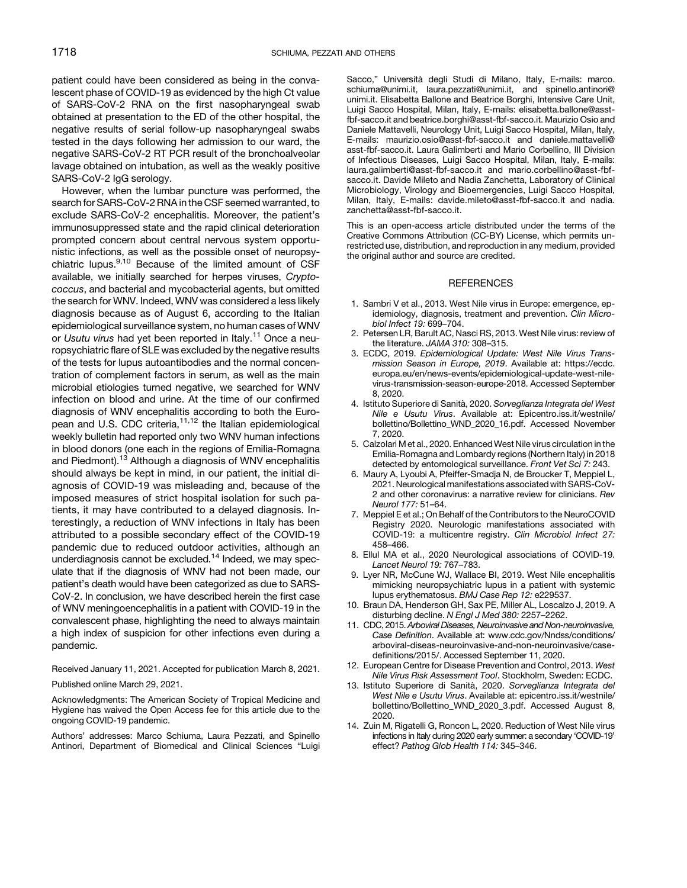patient could have been considered as being in the convalescent phase of COVID-19 as evidenced by the high Ct value of SARS-CoV-2 RNA on the first nasopharyngeal swab obtained at presentation to the ED of the other hospital, the negative results of serial follow-up nasopharyngeal swabs tested in the days following her admission to our ward, the negative SARS-CoV-2 RT PCR result of the bronchoalveolar lavage obtained on intubation, as well as the weakly positive SARS-CoV-2 IgG serology.

However, when the lumbar puncture was performed, the search for SARS-CoV-2 RNA in the CSF seemed warranted, to exclude SARS-CoV-2 encephalitis. Moreover, the patient's immunosuppressed state and the rapid clinical deterioration prompted concern about central nervous system opportunistic infections, as well as the possible onset of neuropsychiatric lupus.[9,10] Because of the limited amount of CSF available, we initially searched for herpes viruses, *Cryptococcus*, and bacterial and mycobacterial agents, but omitted the search for WNV. Indeed, WNV was considered a less likely diagnosis because as of August 6, according to the Italian epidemiological surveillance system, no human cases of WNV or *Usutu virus* had yet been reported in Italy.[11] Once a neuropsychiatric flare of SLE was excluded by the negative results of the tests for lupus autoantibodies and the normal concentration of complement factors in serum, as well as the main microbial etiologies turned negative, we searched for WNV infection on blood and urine. At the time of our confirmed diagnosis of WNV encephalitis according to both the European and U.S. CDC criteria,[11,12] the Italian epidemiological weekly bulletin had reported only two WNV human infections in blood donors (one each in the regions of Emilia-Romagna and Piedmont).[13] Although a diagnosis of WNV encephalitis should always be kept in mind, in our patient, the initial diagnosis of COVID-19 was misleading and, because of the imposed measures of strict hospital isolation for such patients, it may have contributed to a delayed diagnosis. Interestingly, a reduction of WNV infections in Italy has been attributed to a possible secondary effect of the COVID-19 pandemic due to reduced outdoor activities, although an underdiagnosis cannot be excluded.[14] Indeed, we may speculate that if the diagnosis of WNV had not been made, our patient's death would have been categorized as due to SARS-CoV-2. In conclusion, we have described herein the first case of WNV meningoencephalitis in a patient with COVID-19 in the convalescent phase, highlighting the need to always maintain a high index of suspicion for other infections even during a pandemic.

Received January 11, 2021. Accepted for publication March 8, 2021.

Published online March 29, 2021.

Acknowledgments: The American Society of Tropical Medicine and Hygiene has waived the Open Access fee for this article due to the ongoing COVID-19 pandemic.

Authors' addresses: Marco Schiuma, Laura Pezzati, and Spinello Antinori, Department of Biomedical and Clinical Sciences "Luigi Sacco," Università degli Studi di Milano, Italy, E-mails: marco.schiuma@unimi.it, laura.pezzati@unimi.it, and spinello.antinori@unimi.it. Elisabetta Ballone and Beatrice Borghi, Intensive Care Unit, Luigi Sacco Hospital, Milan, Italy, E-mails: elisabetta.ballone@asst-fbf-sacco.it and beatrice.borghi@asst-fbf-sacco.it. Maurizio Osio and Daniele Mattavelli, Neurology Unit, Luigi Sacco Hospital, Milan, Italy, E-mails: maurizio.osio@asst-fbf-sacco.it and daniele.mattavelli@asst-fbf-sacco.it. Laura Galimberti and Mario Corbellino, III Division of Infectious Diseases, Luigi Sacco Hospital, Milan, Italy, E-mails: laura.galimberti@asst-fbf-sacco.it and mario.corbellino@asst-fbf-sacco.it. Davide Mileto and Nadia Zanchetta, Laboratory of Clinical Microbiology, Virology and Bioemergencies, Luigi Sacco Hospital, Milan, Italy, E-mails: davide.mileto@asst-fbf-sacco.it and nadia.zanchetta@asst-fbf-sacco.it.

This is an open-access article distributed under the terms of the Creative Commons Attribution (CC-BY) License, which permits unrestricted use, distribution, and reproduction in any medium, provided the original author and source are credited.

## REFERENCES

1. Sambri V et al., 2013. West Nile virus in Europe: emergence, epidemiology, diagnosis, treatment and prevention. *Clin Microbiol Infect 19:* 699–704.
2. Petersen LR, Barult AC, Nasci RS, 2013. West Nile virus: review of the literature. *JAMA 310:* 308–315.
3. ECDC, 2019. *Epidemiological Update: West Nile Virus Transmission Season in Europe, 2019*. Available at: https://ecdc.europa.eu/en/news-events/epidemiological-update-west-nile-virus-transmission-season-europe-2018. Accessed September 8, 2020.
4. Istituto Superiore di Sanità, 2020. *Sorveglianza Integrata del West Nile e Usutu Virus*. Available at: Epicentro.iss.it/westnile/bollettino/Bollettino_WND_2020_16.pdf. Accessed November 7, 2020.
5. Calzolari M et al., 2020. Enhanced West Nile virus circulation in the Emilia-Romagna and Lombardy regions (Northern Italy) in 2018 detected by entomological surveillance. *Front Vet Sci 7:* 243.
6. Maury A, Lyoubi A, Pfeiffer-Smadja N, de Broucker T, Meppiel L, 2021. Neurological manifestations associated with SARS-CoV-2 and other coronavirus: a narrative review for clinicians. *Rev Neurol 177:* 51–64.
7. Meppiel E et al.; On Behalf of the Contributors to the NeuroCOVID Registry 2020. Neurologic manifestations associated with COVID-19: a multicentre registry. *Clin Microbiol Infect 27:* 458–466.
8. Ellul MA et al., 2020 Neurological associations of COVID-19. *Lancet Neurol 19:* 767–783.
9. Lyer NR, McCune WJ, Wallace BI, 2019. West Nile encephalitis mimicking neuropsychiatric lupus in a patient with systemic lupus erythematosus. *BMJ Case Rep 12:* e229537.
10. Braun DA, Henderson GH, Sax PE, Miller AL, Loscalzo J, 2019. A disturbing decline. *N Engl J Med 380:* 2257–2262.
11. CDC, 2015. *Arboviral Diseases, Neuroinvasive and Non-neuroinvasive, Case Definition*. Available at: www.cdc.gov/Nndss/conditions/arboviral-diseas-neuroinvasive-and-non-neuroinvasive/case-definitions/2015/. Accessed September 11, 2020.
12. European Centre for Disease Prevention and Control, 2013. *West Nile Virus Risk Assessment Tool*. Stockholm, Sweden: ECDC.
13. Istituto Superiore di Sanità, 2020. *Sorveglianza Integrata del West Nile e Usutu Virus*. Available at: epicentro.iss.it/westnile/bollettino/Bollettino_WND_2020_3.pdf. Accessed August 8, 2020.
14. Zuin M, Rigatelli G, Roncon L, 2020. Reduction of West Nile virus infections in Italy during 2020 early summer: a secondary 'COVID-19' effect? *Pathog Glob Health 114:* 345–346.